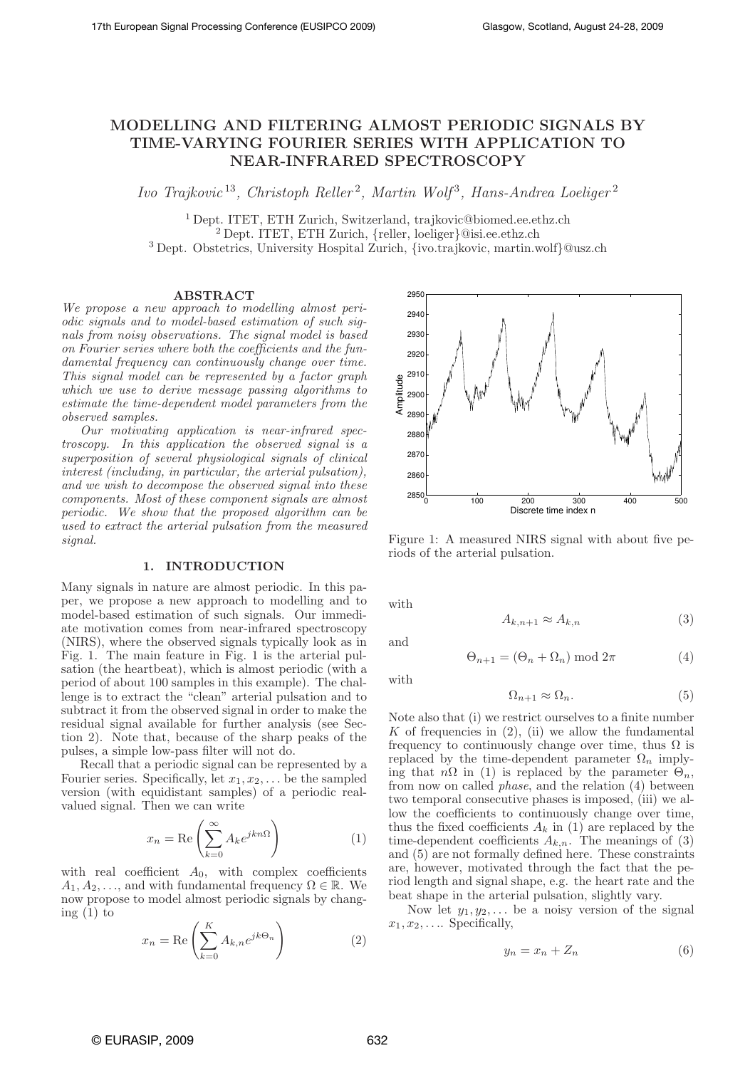# MODELLING AND FILTERING ALMOST PERIODIC SIGNALS BY TIME-VARYING FOURIER SERIES WITH APPLICATION TO NEAR-INFRARED SPECTROSCOPY

*Ivo Trajkovic* [1,3], *Christoph Reller* [2], *Martin Wolf* [3], *Hans-Andrea Loeliger* [2]

[1] Dept. ITET, ETH Zurich, Switzerland, trajkovic@biomed.ee.ethz.ch
[2] Dept. ITET, ETH Zurich, {reller, loeliger}@isi.ee.ethz.ch
[3] Dept. Obstetrics, University Hospital Zurich, {ivo.trajkovic, martin.wolf}@usz.ch

## ABSTRACT

*We propose a new approach to modelling almost periodic signals and to model-based estimation of such signals from noisy observations. The signal model is based on Fourier series where both the coefficients and the fundamental frequency can continuously change over time. This signal model can be represented by a factor graph which we use to derive message passing algorithms to estimate the time-dependent model parameters from the observed samples.*

*Our motivating application is near-infrared spectroscopy. In this application the observed signal is a superposition of several physiological signals of clinical interest (including, in particular, the arterial pulsation), and we wish to decompose the observed signal into these components. Most of these component signals are almost periodic. We show that the proposed algorithm can be used to extract the arterial pulsation from the measured signal.*

## 1. INTRODUCTION

Many signals in nature are almost periodic. In this paper, we propose a new approach to modelling and to model-based estimation of such signals. Our immediate motivation comes from near-infrared spectroscopy (NIRS), where the observed signals typically look as in Fig. 1. The main feature in Fig. 1 is the arterial pulsation (the heartbeat), which is almost periodic (with a period of about 100 samples in this example). The challenge is to extract the "clean" arterial pulsation and to subtract it from the observed signal in order to make the residual signal available for further analysis (see Section 2). Note that, because of the sharp peaks of the pulses, a simple low-pass filter will not do.

Recall that a periodic signal can be represented by a Fourier series. Specifically, let $x_1, x_2, \ldots$ be the sampled version (with equidistant samples) of a periodic real-valued signal. Then we can write

$$x_n = \mathrm{Re}\left(\sum_{k=0}^{\infty} A_k e^{jkn\Omega}\right) \tag{1}$$

with real coefficient $A_0$, with complex coefficients $A_1, A_2, \ldots$, and with fundamental frequency $\Omega \in \mathbb{R}$. We now propose to model almost periodic signals by changing (1) to

$$x_n = \mathrm{Re}\left(\sum_{k=0}^{K} A_{k,n} e^{jk\Theta_n}\right) \tag{2}$$

Figure 1: A measured NIRS signal with about five periods of the arterial pulsation.

with

$$A_{k,n+1} \approx A_{k,n} \tag{3}$$

and

$$\Theta_{n+1} = (\Theta_n + \Omega_n) \bmod 2\pi \tag{4}$$

with

$$\Omega_{n+1} \approx \Omega_n. \tag{5}$$

Note also that (i) we restrict ourselves to a finite number $K$ of frequencies in (2), (ii) we allow the fundamental frequency to continuously change over time, thus $\Omega$ is replaced by the time-dependent parameter $\Omega_n$ implying that $n\Omega$ in (1) is replaced by the parameter $\Theta_n$, from now on called *phase*, and the relation (4) between two temporal consecutive phases is imposed, (iii) we allow the coefficients to continuously change over time, thus the fixed coefficients $A_k$ in (1) are replaced by the time-dependent coefficients $A_{k,n}$. The meanings of (3) and (5) are not formally defined here. These constraints are, however, motivated through the fact that the period length and signal shape, e.g. the heart rate and the beat shape in the arterial pulsation, slightly vary.

Now let $y_1, y_2, \ldots$ be a noisy version of the signal $x_1, x_2, \ldots$. Specifically,

$$y_n = x_n + Z_n \tag{6}$$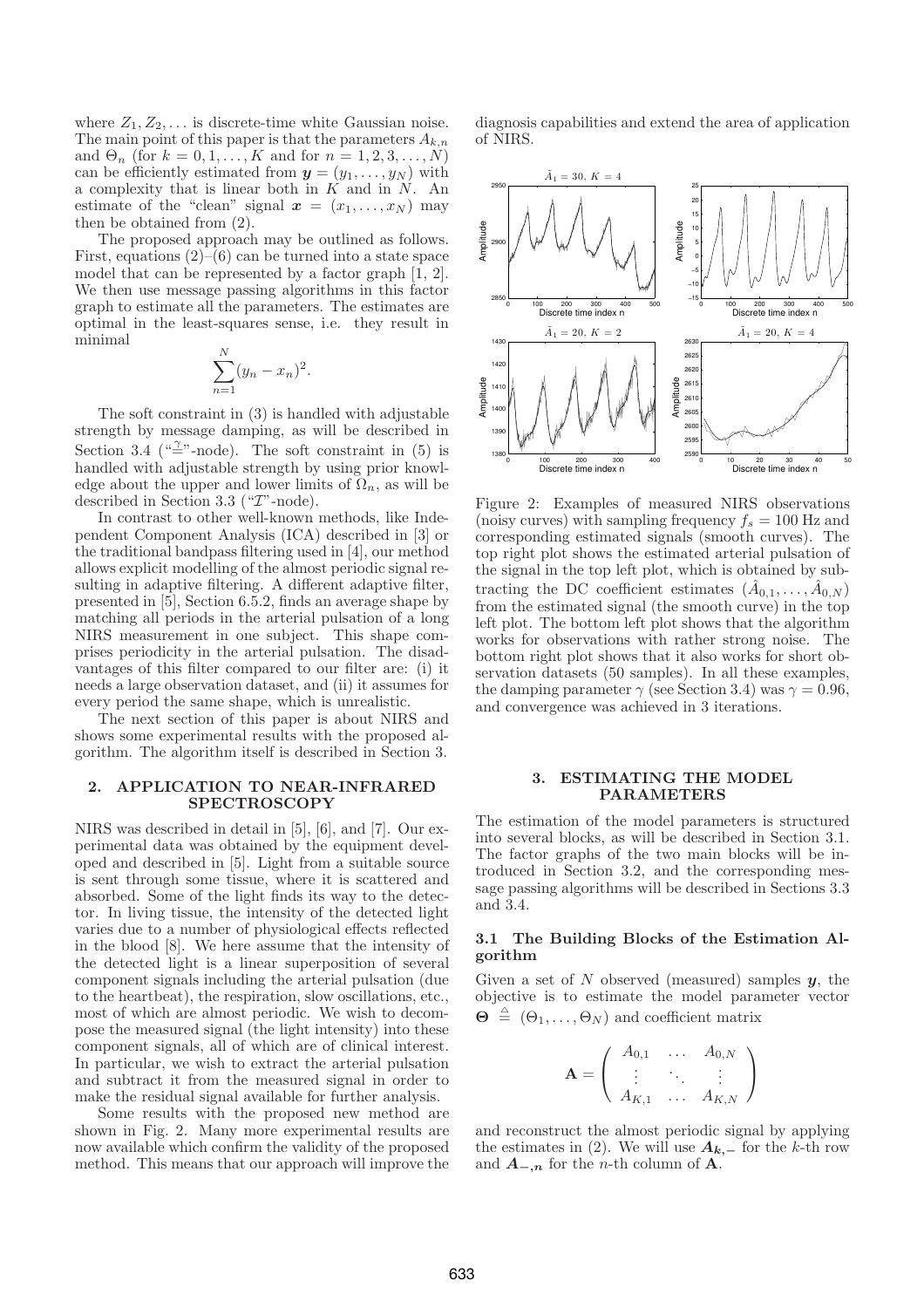where $Z_1, Z_2, \ldots$ is discrete-time white Gaussian noise. The main point of this paper is that the parameters $A_{k,n}$ and $\Theta_n$ (for $k = 0, 1, \ldots, K$ and for $n = 1, 2, 3, \ldots, N$) can be efficiently estimated from $\boldsymbol{y} = (y_1, \ldots, y_N)$ with a complexity that is linear both in $K$ and in $N$. An estimate of the "clean" signal $\boldsymbol{x} = (x_1, \ldots, x_N)$ may then be obtained from (2).

The proposed approach may be outlined as follows. First, equations (2)–(6) can be turned into a state space model that can be represented by a factor graph [1, 2]. We then use message passing algorithms in this factor graph to estimate all the parameters. The estimates are optimal in the least-squares sense, i.e. they result in minimal

$$\sum_{n=1}^{N} (y_n - x_n)^2.$$

The soft constraint in (3) is handled with adjustable strength by message damping, as will be described in Section 3.4 ("$\stackrel{\gamma}{=}$"-node). The soft constraint in (5) is handled with adjustable strength by using prior knowledge about the upper and lower limits of $\Omega_n$, as will be described in Section 3.3 ("$\mathcal{I}$"-node).

In contrast to other well-known methods, like Independent Component Analysis (ICA) described in [3] or the traditional bandpass filtering used in [4], our method allows explicit modelling of the almost periodic signal resulting in adaptive filtering. A different adaptive filter, presented in [5], Section 6.5.2, finds an average shape by matching all periods in the arterial pulsation of a long NIRS measurement in one subject. This shape comprises periodicity in the arterial pulsation. The disadvantages of this filter compared to our filter are: (i) it needs a large observation dataset, and (ii) it assumes for every period the same shape, which is unrealistic.

The next section of this paper is about NIRS and shows some experimental results with the proposed algorithm. The algorithm itself is described in Section 3.

## 2. APPLICATION TO NEAR-INFRARED SPECTROSCOPY

NIRS was described in detail in [5], [6], and [7]. Our experimental data was obtained by the equipment developed and described in [5]. Light from a suitable source is sent through some tissue, where it is scattered and absorbed. Some of the light finds its way to the detector. In living tissue, the intensity of the detected light varies due to a number of physiological effects reflected in the blood [8]. We here assume that the intensity of the detected light is a linear superposition of several component signals including the arterial pulsation (due to the heartbeat), the respiration, slow oscillations, etc., most of which are almost periodic. We wish to decompose the measured signal (the light intensity) into these component signals, all of which are of clinical interest. In particular, we wish to extract the arterial pulsation and subtract it from the measured signal in order to make the residual signal available for further analysis.

Some results with the proposed new method are shown in Fig. 2. Many more experimental results are now available which confirm the validity of the proposed method. This means that our approach will improve the diagnosis capabilities and extend the area of application of NIRS.

Figure 2: Examples of measured NIRS observations (noisy curves) with sampling frequency $f_s = 100$ Hz and corresponding estimated signals (smooth curves). The top right plot shows the estimated arterial pulsation of the signal in the top left plot, which is obtained by subtracting the DC coefficient estimates $(\hat{A}_{0,1}, \ldots, \hat{A}_{0,N})$ from the estimated signal (the smooth curve) in the top left plot. The bottom left plot shows that the algorithm works for observations with rather strong noise. The bottom right plot shows that it also works for short observation datasets (50 samples). In all these examples, the damping parameter $\gamma$ (see Section 3.4) was $\gamma = 0.96$, and convergence was achieved in 3 iterations.

## 3. ESTIMATING THE MODEL PARAMETERS

The estimation of the model parameters is structured into several blocks, as will be described in Section 3.1. The factor graphs of the two main blocks will be introduced in Section 3.2, and the corresponding message passing algorithms will be described in Sections 3.3 and 3.4.

### 3.1 The Building Blocks of the Estimation Algorithm

Given a set of $N$ observed (measured) samples $\boldsymbol{y}$, the objective is to estimate the model parameter vector $\boldsymbol{\Theta} \stackrel{\triangle}{=} (\Theta_1, \ldots, \Theta_N)$ and coefficient matrix

$$\mathbf{A} = \begin{pmatrix} A_{0,1} & \ldots & A_{0,N} \\ \vdots & \ddots & \vdots \\ A_{K,1} & \ldots & A_{K,N} \end{pmatrix}$$

and reconstruct the almost periodic signal by applying the estimates in (2). We will use $\boldsymbol{A_{k,-}}$ for the $k$-th row and $\boldsymbol{A_{-,n}}$ for the $n$-th column of $\mathbf{A}$.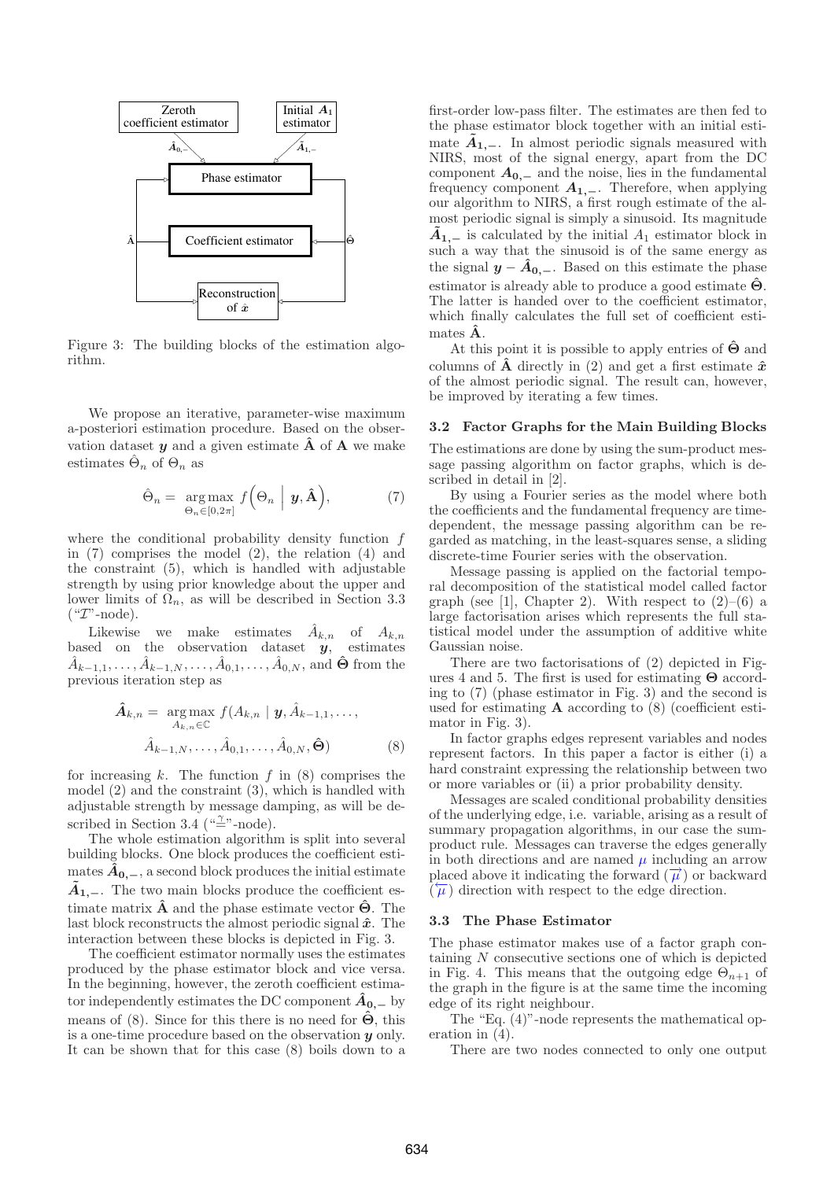Figure 3: The building blocks of the estimation algorithm.

We propose an iterative, parameter-wise maximum a-posteriori estimation procedure. Based on the observation dataset $\boldsymbol{y}$ and a given estimate $\hat{\mathbf{A}}$ of $\mathbf{A}$ we make estimates $\hat{\Theta}_n$ of $\Theta_n$ as

$$\hat{\Theta}_n = \underset{\Theta_n \in [0,2\pi]}{\arg\max}\, f\Big(\Theta_n \;\Big|\; \boldsymbol{y}, \hat{\mathbf{A}}\Big), \tag{7}$$

where the conditional probability density function $f$ in (7) comprises the model (2), the relation (4) and the constraint (5), which is handled with adjustable strength by using prior knowledge about the upper and lower limits of $\Omega_n$, as will be described in Section 3.3 ("$\mathcal{I}$"-node).

Likewise we make estimates $\hat{A}_{k,n}$ of $A_{k,n}$ based on the observation dataset $\boldsymbol{y}$, estimates $\hat{A}_{k-1,1}, \ldots, \hat{A}_{k-1,N}, \ldots, \hat{A}_{0,1}, \ldots, \hat{A}_{0,N}$, and $\hat{\boldsymbol{\Theta}}$ from the previous iteration step as

$$\begin{aligned}\hat{\boldsymbol{A}}_{k,n} = \underset{A_{k,n} \in \mathbb{C}}{\arg\max}\, & f(A_{k,n} \mid \boldsymbol{y}, \hat{A}_{k-1,1}, \ldots, \\ & \hat{A}_{k-1,N}, \ldots, \hat{A}_{0,1}, \ldots, \hat{A}_{0,N}, \hat{\boldsymbol{\Theta}})\end{aligned} \tag{8}$$

for increasing $k$. The function $f$ in (8) comprises the model (2) and the constraint (3), which is handled with adjustable strength by message damping, as will be described in Section 3.4 ("$\overset{\gamma}{=}$"-node).

The whole estimation algorithm is split into several building blocks. One block produces the coefficient estimates $\hat{\boldsymbol{A}}_{\mathbf{0},-}$, a second block produces the initial estimate $\tilde{\boldsymbol{A}}_{\mathbf{1},-}$. The two main blocks produce the coefficient estimate matrix $\hat{\mathbf{A}}$ and the phase estimate vector $\hat{\boldsymbol{\Theta}}$. The last block reconstructs the almost periodic signal $\hat{\boldsymbol{x}}$. The interaction between these blocks is depicted in Fig. 3.

The coefficient estimator normally uses the estimates produced by the phase estimator block and vice versa. In the beginning, however, the zeroth coefficient estimator independently estimates the DC component $\hat{\boldsymbol{A}}_{\mathbf{0},-}$ by means of (8). Since for this there is no need for $\hat{\boldsymbol{\Theta}}$, this is a one-time procedure based on the observation $\boldsymbol{y}$ only. It can be shown that for this case (8) boils down to a first-order low-pass filter. The estimates are then fed to the phase estimator block together with an initial estimate $\tilde{\boldsymbol{A}}_{\mathbf{1},-}$. In almost periodic signals measured with NIRS, most of the signal energy, apart from the DC component $\boldsymbol{A}_{\mathbf{0},-}$ and the noise, lies in the fundamental frequency component $\boldsymbol{A}_{\mathbf{1},-}$. Therefore, when applying our algorithm to NIRS, a first rough estimate of the almost periodic signal is simply a sinusoid. Its magnitude $\tilde{\boldsymbol{A}}_{\mathbf{1},-}$ is calculated by the initial $A_1$ estimator block in such a way that the sinusoid is of the same energy as the signal $\boldsymbol{y} - \hat{\boldsymbol{A}}_{\mathbf{0},-}$. Based on this estimate the phase estimator is already able to produce a good estimate $\hat{\boldsymbol{\Theta}}$. The latter is handed over to the coefficient estimator, which finally calculates the full set of coefficient estimates $\hat{\mathbf{A}}$.

At this point it is possible to apply entries of $\hat{\boldsymbol{\Theta}}$ and columns of $\hat{\mathbf{A}}$ directly in (2) and get a first estimate $\hat{\boldsymbol{x}}$ of the almost periodic signal. The result can, however, be improved by iterating a few times.

### 3.2 Factor Graphs for the Main Building Blocks

The estimations are done by using the sum-product message passing algorithm on factor graphs, which is described in detail in [2].

By using a Fourier series as the model where both the coefficients and the fundamental frequency are time-dependent, the message passing algorithm can be regarded as matching, in the least-squares sense, a sliding discrete-time Fourier series with the observation.

Message passing is applied on the factorial temporal decomposition of the statistical model called factor graph (see [1], Chapter 2). With respect to (2)–(6) a large factorisation arises which represents the full statistical model under the assumption of additive white Gaussian noise.

There are two factorisations of (2) depicted in Figures 4 and 5. The first is used for estimating $\boldsymbol{\Theta}$ according to (7) (phase estimator in Fig. 3) and the second is used for estimating $\mathbf{A}$ according to (8) (coefficient estimator in Fig. 3).

In factor graphs edges represent variables and nodes represent factors. In this paper a factor is either (i) a hard constraint expressing the relationship between two or more variables or (ii) a prior probability density.

Messages are scaled conditional probability densities of the underlying edge, i.e. variable, arising as a result of summary propagation algorithms, in our case the sum-product rule. Messages can traverse the edges generally in both directions and are named $\mu$ including an arrow placed above it indicating the forward ($\overrightarrow{\mu}$) or backward ($\overleftarrow{\mu}$) direction with respect to the edge direction.

### 3.3 The Phase Estimator

The phase estimator makes use of a factor graph containing $N$ consecutive sections one of which is depicted in Fig. 4. This means that the outgoing edge $\Theta_{n+1}$ of the graph in the figure is at the same time the incoming edge of its right neighbour.

The "Eq. (4)"-node represents the mathematical operation in (4).

There are two nodes connected to only one output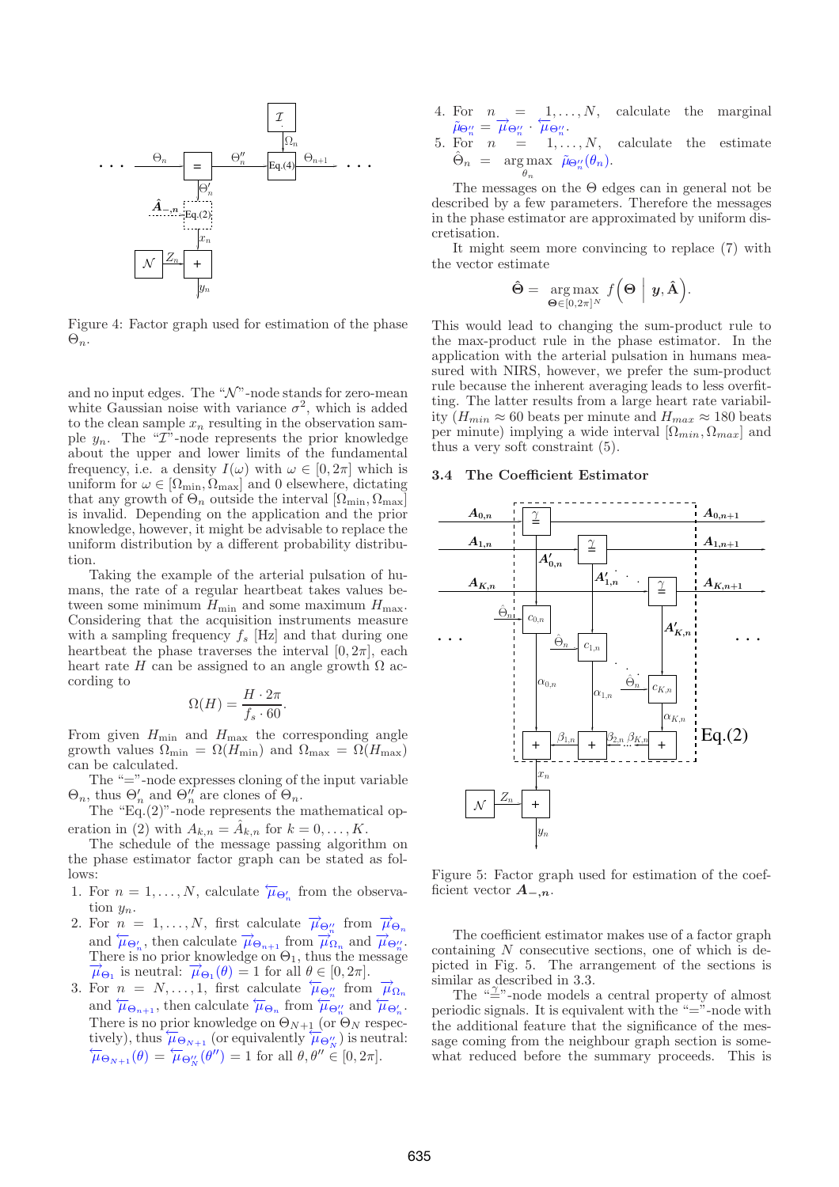Figure 4: Factor graph used for estimation of the phase $\Theta_n$.

and no input edges. The "$\mathcal{N}$"-node stands for zero-mean white Gaussian noise with variance $\sigma^2$, which is added to the clean sample $x_n$ resulting in the observation sample $y_n$. The "$\mathcal{I}$"-node represents the prior knowledge about the upper and lower limits of the fundamental frequency, i.e. a density $I(\omega)$ with $\omega \in [0, 2\pi]$ which is uniform for $\omega \in [\Omega_{\min}, \Omega_{\max}]$ and 0 elsewhere, dictating that any growth of $\Theta_n$ outside the interval $[\Omega_{\min}, \Omega_{\max}]$ is invalid. Depending on the application and the prior knowledge, however, it might be advisable to replace the uniform distribution by a different probability distribution.

Taking the example of the arterial pulsation of humans, the rate of a regular heartbeat takes values between some minimum $H_{\min}$ and some maximum $H_{\max}$. Considering that the acquisition instruments measure with a sampling frequency $f_s$ [Hz] and that during one heartbeat the phase traverses the interval $[0, 2\pi]$, each heart rate $H$ can be assigned to an angle growth $\Omega$ according to

$$\Omega(H) = \frac{H \cdot 2\pi}{f_s \cdot 60}.$$

From given $H_{\min}$ and $H_{\max}$ the corresponding angle growth values $\Omega_{\min} = \Omega(H_{\min})$ and $\Omega_{\max} = \Omega(H_{\max})$ can be calculated.

The "="-node expresses cloning of the input variable $\Theta_n$, thus $\Theta'_n$ and $\Theta''_n$ are clones of $\Theta_n$.

The "Eq.(2)"-node represents the mathematical operation in (2) with $A_{k,n} = \hat{A}_{k,n}$ for $k = 0, \ldots, K$.

The schedule of the message passing algorithm on the phase estimator factor graph can be stated as follows:

1. For $n = 1, \ldots, N$, calculate $\overleftarrow{\mu}_{\Theta'_n}$ from the observation $y_n$.
2. For $n = 1, \ldots, N$, first calculate $\overrightarrow{\mu}_{\Theta''_n}$ from $\overrightarrow{\mu}_{\Theta_n}$ and $\overleftarrow{\mu}_{\Theta'_n}$, then calculate $\overrightarrow{\mu}_{\Theta_{n+1}}$ from $\overrightarrow{\mu}_{\Omega_n}$ and $\overrightarrow{\mu}_{\Theta''_n}$. There is no prior knowledge on $\Theta_1$, thus the message $\overrightarrow{\mu}_{\Theta_1}$ is neutral: $\overrightarrow{\mu}_{\Theta_1}(\theta) = 1$ for all $\theta \in [0, 2\pi]$.
3. For $n = N, \ldots, 1$, first calculate $\overleftarrow{\mu}_{\Theta''_n}$ from $\overrightarrow{\mu}_{\Omega_n}$ and $\overleftarrow{\mu}_{\Theta_{n+1}}$, then calculate $\overleftarrow{\mu}_{\Theta_n}$ from $\overleftarrow{\mu}_{\Theta''_n}$ and $\overleftarrow{\mu}_{\Theta'_n}$. There is no prior knowledge on $\Theta_{N+1}$ (or $\Theta_N$ respectively), thus $\overleftarrow{\mu}_{\Theta_{N+1}}$ (or equivalently $\overleftarrow{\mu}_{\Theta''_N}$) is neutral: $\overleftarrow{\mu}_{\Theta_{N+1}}(\theta) = \overleftarrow{\mu}_{\Theta''_N}(\theta'') = 1$ for all $\theta, \theta'' \in [0, 2\pi]$.
4. For $n = 1, \ldots, N$, calculate the marginal $\tilde{\mu}_{\Theta''_n} = \overrightarrow{\mu}_{\Theta''_n} \cdot \overleftarrow{\mu}_{\Theta''_n}$.
5. For $n = 1, \ldots, N$, calculate the estimate $\hat{\Theta}_n = \underset{\theta_n}{\arg\max}\ \tilde{\mu}_{\Theta''_n}(\theta_n)$.

The messages on the $\Theta$ edges can in general not be described by a few parameters. Therefore the messages in the phase estimator are approximated by uniform discretisation.

It might seem more convincing to replace (7) with the vector estimate

$$\hat{\mathbf{\Theta}} = \underset{\mathbf{\Theta} \in [0, 2\pi]^N}{\arg\max}\ f\Big(\mathbf{\Theta} \,\Big|\, \boldsymbol{y}, \hat{\mathbf{A}}\Big).$$

This would lead to changing the sum-product rule to the max-product rule in the phase estimator. In the application with the arterial pulsation in humans measured with NIRS, however, we prefer the sum-product rule because the inherent averaging leads to less overfitting. The latter results from a large heart rate variability ($H_{min} \approx 60$ beats per minute and $H_{max} \approx 180$ beats per minute) implying a wide interval $[\Omega_{min}, \Omega_{max}]$ and thus a very soft constraint (5).

### 3.4 The Coefficient Estimator

Figure 5: Factor graph used for estimation of the coefficient vector $\boldsymbol{A}_{-,n}$.

The coefficient estimator makes use of a factor graph containing $N$ consecutive sections, one of which is depicted in Fig. 5. The arrangement of the sections is similar as described in 3.3.

The "$\overset{\gamma}{=}$"-node models a central property of almost periodic signals. It is equivalent with the "="-node with the additional feature that the significance of the message coming from the neighbour graph section is somewhat reduced before the summary proceeds. This is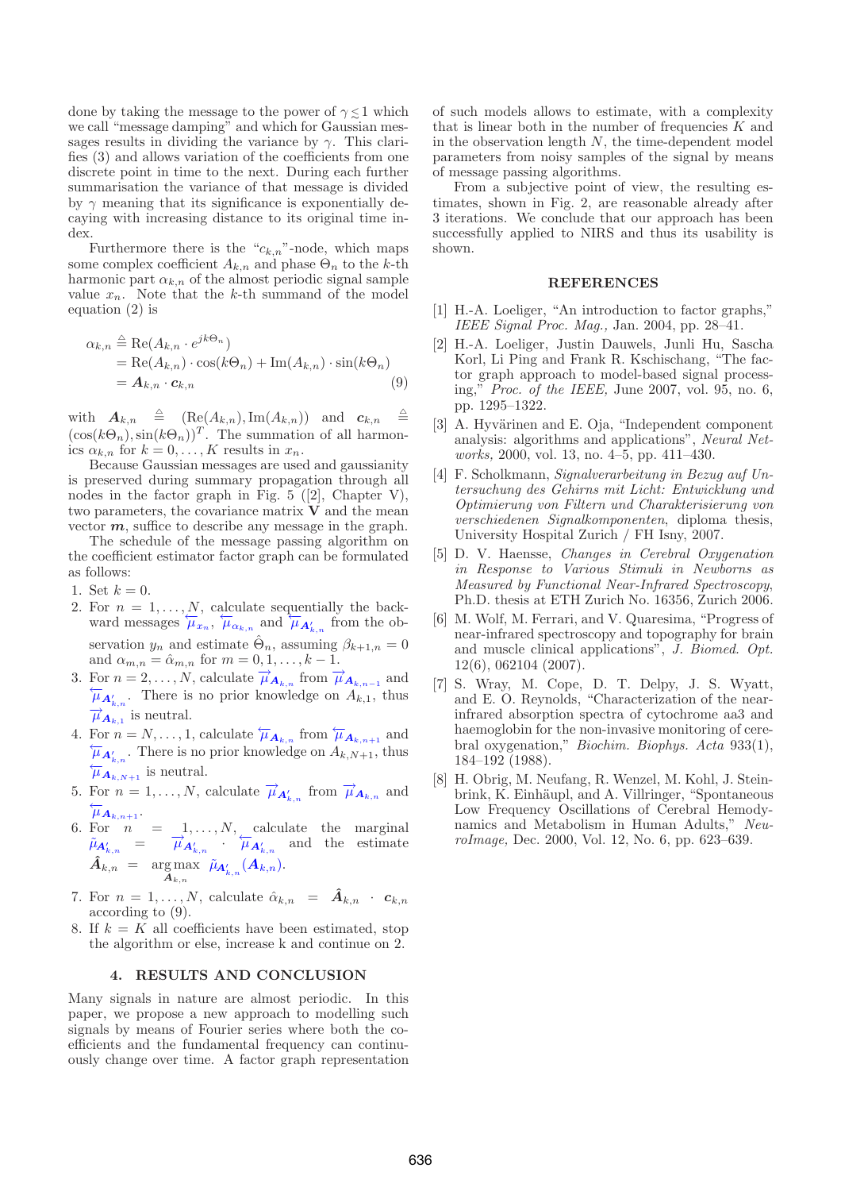done by taking the message to the power of $\gamma \lesssim 1$ which we call "message damping" and which for Gaussian messages results in dividing the variance by $\gamma$. This clarifies (3) and allows variation of the coefficients from one discrete point in time to the next. During each further summarisation the variance of that message is divided by $\gamma$ meaning that its significance is exponentially decaying with increasing distance to its original time index.

Furthermore there is the "$c_{k,n}$"-node, which maps some complex coefficient $A_{k,n}$ and phase $\Theta_n$ to the $k$-th harmonic part $\alpha_{k,n}$ of the almost periodic signal sample value $x_n$. Note that the $k$-th summand of the model equation (2) is

$$
\begin{aligned}
\alpha_{k,n} &\triangleq \mathrm{Re}(A_{k,n} \cdot e^{jk\Theta_n}) \\
&= \mathrm{Re}(A_{k,n}) \cdot \cos(k\Theta_n) + \mathrm{Im}(A_{k,n}) \cdot \sin(k\Theta_n) \\
&= \boldsymbol{A}_{k,n} \cdot \boldsymbol{c}_{k,n} \qquad (9)
\end{aligned}
$$

with $\boldsymbol{A}_{k,n} \triangleq (\mathrm{Re}(A_{k,n}), \mathrm{Im}(A_{k,n}))$ and $\boldsymbol{c}_{k,n} \triangleq (\cos(k\Theta_n), \sin(k\Theta_n))^T$. The summation of all harmonics $\alpha_{k,n}$ for $k = 0, \ldots, K$ results in $x_n$.

Because Gaussian messages are used and gaussianity is preserved during summary propagation through all nodes in the factor graph in Fig. 5 ([2], Chapter V), two parameters, the covariance matrix $\mathbf{V}$ and the mean vector $\boldsymbol{m}$, suffice to describe any message in the graph.

The schedule of the message passing algorithm on the coefficient estimator factor graph can be formulated as follows:

1. Set $k = 0$.
2. For $n = 1, \ldots, N$, calculate sequentially the backward messages $\overleftarrow{\mu}_{x_n}$, $\overleftarrow{\mu}_{\alpha_{k,n}}$ and $\overleftarrow{\mu}_{\boldsymbol{A}'_{k,n}}$ from the observation $y_n$ and estimate $\hat{\Theta}_n$, assuming $\beta_{k+1,n} = 0$ and $\alpha_{m,n} = \hat{\alpha}_{m,n}$ for $m = 0, 1, \ldots, k-1$.
3. For $n = 2, \ldots, N$, calculate $\overrightarrow{\mu}_{\boldsymbol{A}_{k,n}}$ from $\overrightarrow{\mu}_{\boldsymbol{A}_{k,n-1}}$ and $\overleftarrow{\mu}_{\boldsymbol{A}'_{k,n}}$. There is no prior knowledge on $A_{k,1}$, thus $\overrightarrow{\mu}_{\boldsymbol{A}_{k,1}}$ is neutral.
4. For $n = N, \ldots, 1$, calculate $\overleftarrow{\mu}_{\boldsymbol{A}_{k,n}}$ from $\overleftarrow{\mu}_{\boldsymbol{A}_{k,n+1}}$ and $\overleftarrow{\mu}_{\boldsymbol{A}'_{k,n}}$. There is no prior knowledge on $A_{k,N+1}$, thus $\overleftarrow{\mu}_{\boldsymbol{A}_{k,N+1}}$ is neutral.
5. For $n = 1, \ldots, N$, calculate $\overrightarrow{\mu}_{\boldsymbol{A}'_{k,n}}$ from $\overrightarrow{\mu}_{\boldsymbol{A}_{k,n}}$ and $\overleftarrow{\mu}_{\boldsymbol{A}_{k,n+1}}$.
6. For $n = 1, \ldots, N$, calculate the marginal $\tilde{\mu}_{\boldsymbol{A}'_{k,n}} = \overrightarrow{\mu}_{\boldsymbol{A}'_{k,n}} \cdot \overleftarrow{\mu}_{\boldsymbol{A}'_{k,n}}$ and the estimate $\hat{\boldsymbol{A}}_{k,n} = \underset{\boldsymbol{A}_{k,n}}{\arg\max}\ \tilde{\mu}_{\boldsymbol{A}'_{k,n}}(\boldsymbol{A}_{k,n})$.
7. For $n = 1, \ldots, N$, calculate $\hat{\alpha}_{k,n} = \hat{\boldsymbol{A}}_{k,n} \cdot \boldsymbol{c}_{k,n}$ according to (9).
8. If $k = K$ all coefficients have been estimated, stop the algorithm or else, increase k and continue on 2.

## 4. RESULTS AND CONCLUSION

Many signals in nature are almost periodic. In this paper, we propose a new approach to modelling such signals by means of Fourier series where both the coefficients and the fundamental frequency can continuously change over time. A factor graph representation of such models allows to estimate, with a complexity that is linear both in the number of frequencies $K$ and in the observation length $N$, the time-dependent model parameters from noisy samples of the signal by means of message passing algorithms.

From a subjective point of view, the resulting estimates, shown in Fig. 2, are reasonable already after 3 iterations. We conclude that our approach has been successfully applied to NIRS and thus its usability is shown.

## REFERENCES

[1] H.-A. Loeliger, "An introduction to factor graphs," *IEEE Signal Proc. Mag.,* Jan. 2004, pp. 28–41.

[2] H.-A. Loeliger, Justin Dauwels, Junli Hu, Sascha Korl, Li Ping and Frank R. Kschischang, "The factor graph approach to model-based signal processing," *Proc. of the IEEE,* June 2007, vol. 95, no. 6, pp. 1295–1322.

[3] A. Hyvärinen and E. Oja, "Independent component analysis: algorithms and applications", *Neural Networks,* 2000, vol. 13, no. 4–5, pp. 411–430.

[4] F. Scholkmann, *Signalverarbeitung in Bezug auf Untersuchung des Gehirns mit Licht: Entwicklung und Optimierung von Filtern und Charakterisierung von verschiedenen Signalkomponenten*, diploma thesis, University Hospital Zurich / FH Isny, 2007.

[5] D. V. Haensse, *Changes in Cerebral Oxygenation in Response to Various Stimuli in Newborns as Measured by Functional Near-Infrared Spectroscopy*, Ph.D. thesis at ETH Zurich No. 16356, Zurich 2006.

[6] M. Wolf, M. Ferrari, and V. Quaresima, "Progress of near-infrared spectroscopy and topography for brain and muscle clinical applications", *J. Biomed. Opt.* 12(6), 062104 (2007).

[7] S. Wray, M. Cope, D. T. Delpy, J. S. Wyatt, and E. O. Reynolds, "Characterization of the near-infrared absorption spectra of cytochrome aa3 and haemoglobin for the non-invasive monitoring of cerebral oxygenation," *Biochim. Biophys. Acta* 933(1), 184–192 (1988).

[8] H. Obrig, M. Neufang, R. Wenzel, M. Kohl, J. Steinbrink, K. Einhäupl, and A. Villringer, "Spontaneous Low Frequency Oscillations of Cerebral Hemodynamics and Metabolism in Human Adults," *NeuroImage,* Dec. 2000, Vol. 12, No. 6, pp. 623–639.